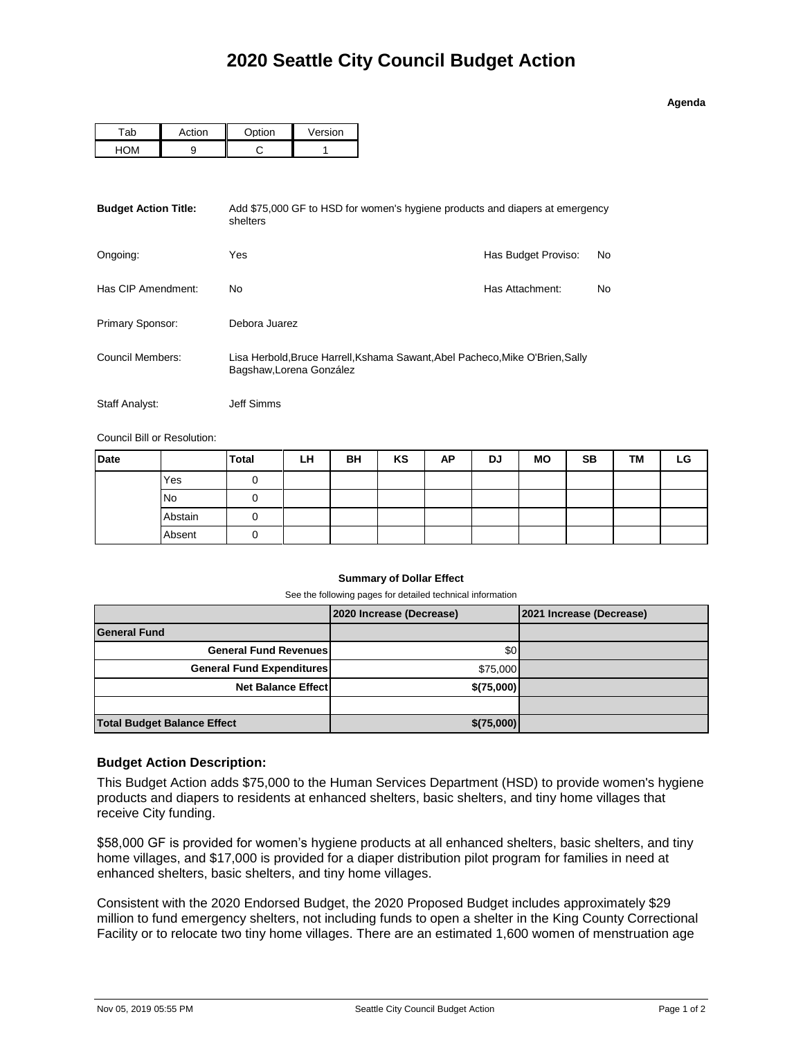# 2020 Seattle City Council Budget Action

**Agenda**

| Tab | Action | Option | Version |
|---|---|---|---|
| HOM | 9 | C | 1 |

**Budget Action Title:** Add $75,000 GF to HSD for women's hygiene products and diapers at emergency shelters

Ongoing: Yes

Has Budget Proviso: No

Has CIP Amendment: No

Has Attachment: No

Primary Sponsor: Debora Juarez

Council Members: Lisa Herbold,Bruce Harrell,Kshama Sawant,Abel Pacheco,Mike O'Brien,Sally Bagshaw,Lorena González

Staff Analyst: Jeff Simms

Council Bill or Resolution:

| Date | | Total | LH | BH | KS | AP | DJ | MO | SB | TM | LG |
|---|---|---|---|---|---|---|---|---|---|---|---|
| | Yes | 0 | | | | | | | | | |
| | No | 0 | | | | | | | | | |
| | Abstain | 0 | | | | | | | | | |
| | Absent | 0 | | | | | | | | | |

**Summary of Dollar Effect**

See the following pages for detailed technical information

| | 2020 Increase (Decrease) | 2021 Increase (Decrease) |
|---|---|---|
| **General Fund** | | |
| **General Fund Revenues** | $0 | |
| **General Fund Expenditures** | $75,000 | |
| **Net Balance Effect** | **$(75,000)** | |
| | | |
| **Total Budget Balance Effect** | **$(75,000)** | |

### Budget Action Description:

This Budget Action adds $75,000 to the Human Services Department (HSD) to provide women's hygiene products and diapers to residents at enhanced shelters, basic shelters, and tiny home villages that receive City funding.

$58,000 GF is provided for women's hygiene products at all enhanced shelters, basic shelters, and tiny home villages, and $17,000 is provided for a diaper distribution pilot program for families in need at enhanced shelters, basic shelters, and tiny home villages.

Consistent with the 2020 Endorsed Budget, the 2020 Proposed Budget includes approximately $29 million to fund emergency shelters, not including funds to open a shelter in the King County Correctional Facility or to relocate two tiny home villages. There are an estimated 1,600 women of menstruation age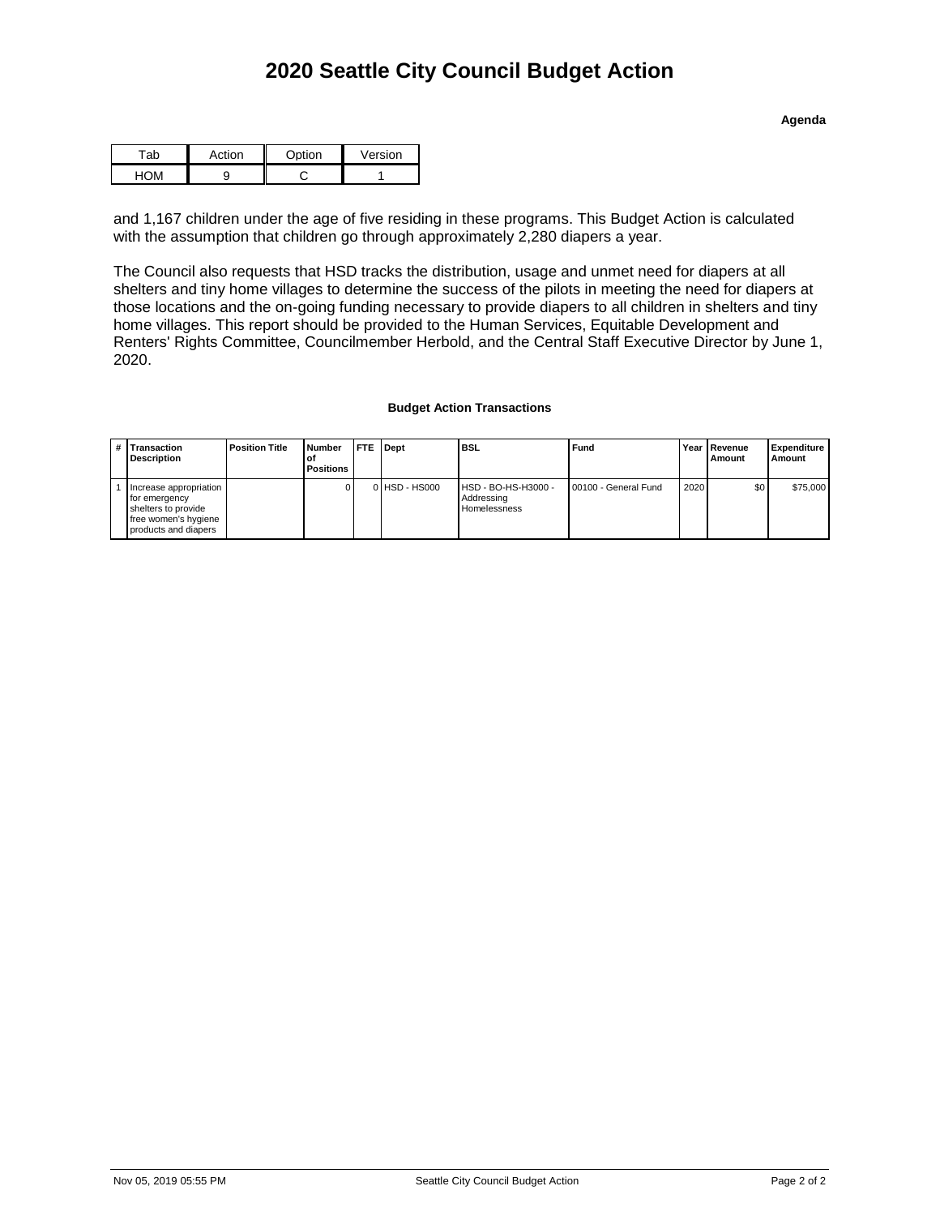# 2020 Seattle City Council Budget Action

**Agenda**

| Tab | Action | Option | Version |
| --- | --- | --- | --- |
| HOM | 9 | C | 1 |

and 1,167 children under the age of five residing in these programs. This Budget Action is calculated with the assumption that children go through approximately 2,280 diapers a year.

The Council also requests that HSD tracks the distribution, usage and unmet need for diapers at all shelters and tiny home villages to determine the success of the pilots in meeting the need for diapers at those locations and the on-going funding necessary to provide diapers to all children in shelters and tiny home villages. This report should be provided to the Human Services, Equitable Development and Renters' Rights Committee, Councilmember Herbold, and the Central Staff Executive Director by June 1, 2020.

#### Budget Action Transactions

| # | Transaction Description | Position Title | Number of Positions | FTE | Dept | BSL | Fund | Year | Revenue Amount | Expenditure Amount |
| --- | --- | --- | --- | --- | --- | --- | --- | --- | --- | --- |
| 1 | Increase appropriation for emergency shelters to provide free women's hygiene products and diapers | | 0 | 0 | HSD - HS000 | HSD - BO-HS-H3000 - Addressing Homelessness | 00100 - General Fund | 2020 | $0 | $75,000 |